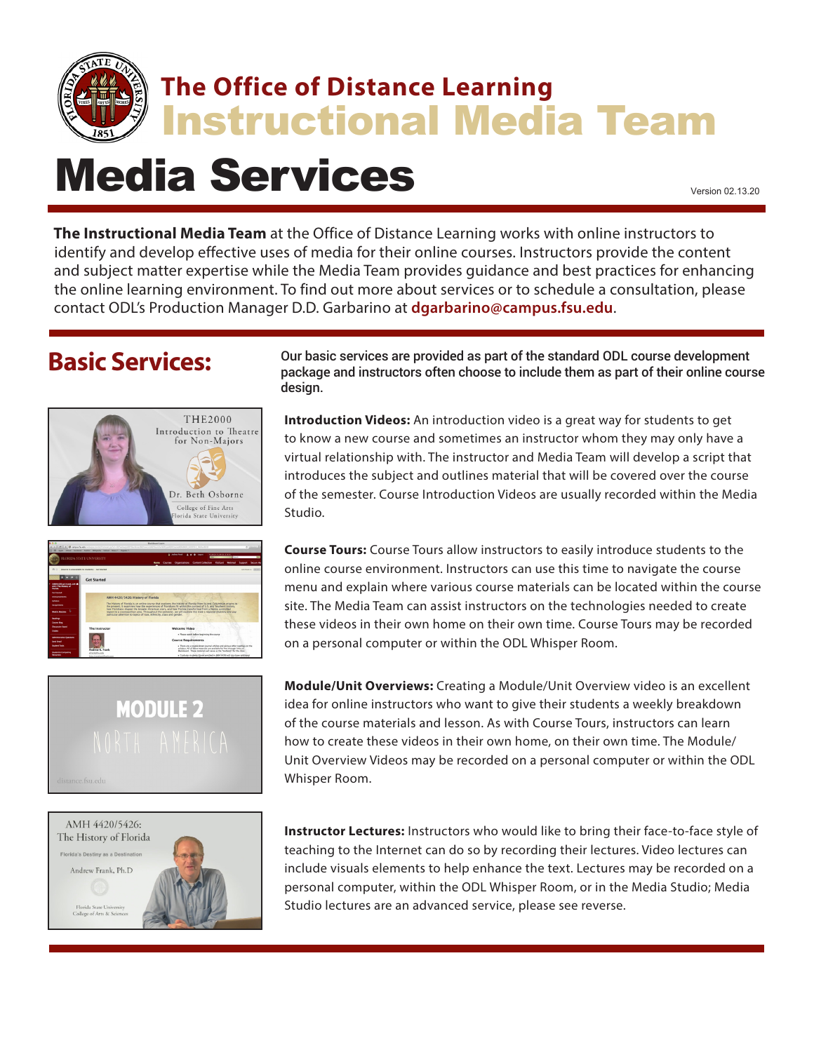# The Office of Distance Learning
# Instructional Media Team

# Media Services

Version 02.13.20

**The Instructional Media Team** at the Office of Distance Learning works with online instructors to identify and develop effective uses of media for their online courses. Instructors provide the content and subject matter expertise while the Media Team provides guidance and best practices for enhancing the online learning environment. To find out more about services or to schedule a consultation, please contact ODL's Production Manager D.D. Garbarino at **dgarbarino@campus.fsu.edu**.

## Basic Services:

Our basic services are provided as part of the standard ODL course development package and instructors often choose to include them as part of their online course design.

**Introduction Videos:** An introduction video is a great way for students to get to know a new course and sometimes an instructor whom they may only have a virtual relationship with. The instructor and Media Team will develop a script that introduces the subject and outlines material that will be covered over the course of the semester. Course Introduction Videos are usually recorded within the Media Studio.

**Course Tours:** Course Tours allow instructors to easily introduce students to the online course environment. Instructors can use this time to navigate the course menu and explain where various course materials can be located within the course site. The Media Team can assist instructors on the technologies needed to create these videos in their own home on their own time. Course Tours may be recorded on a personal computer or within the ODL Whisper Room.

**Module/Unit Overviews:** Creating a Module/Unit Overview video is an excellent idea for online instructors who want to give their students a weekly breakdown of the course materials and lesson. As with Course Tours, instructors can learn how to create these videos in their own home, on their own time. The Module/Unit Overview Videos may be recorded on a personal computer or within the ODL Whisper Room.

**Instructor Lectures:** Instructors who would like to bring their face-to-face style of teaching to the Internet can do so by recording their lectures. Video lectures can include visuals elements to help enhance the text. Lectures may be recorded on a personal computer, within the ODL Whisper Room, or in the Media Studio; Media Studio lectures are an advanced service, please see reverse.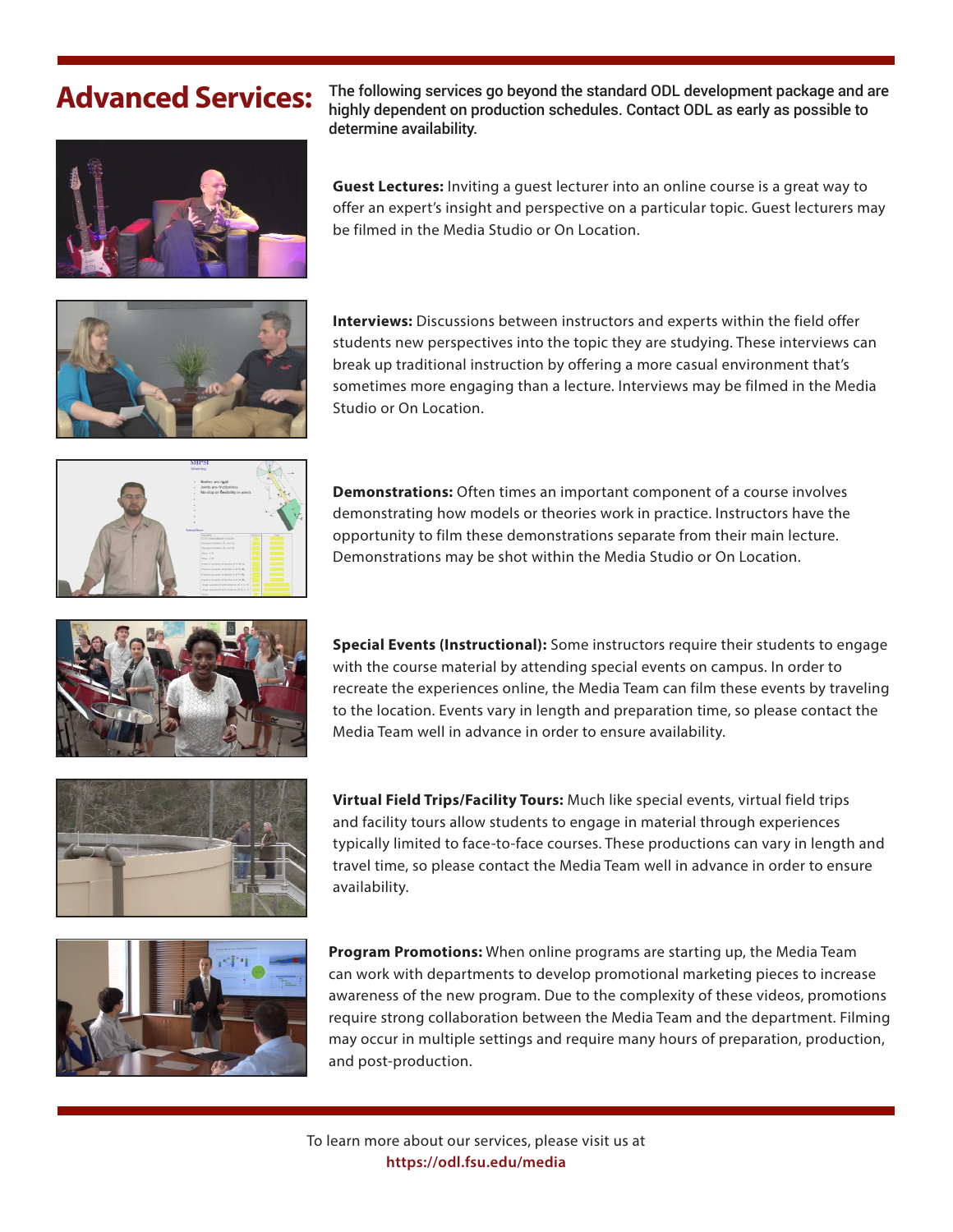# Advanced Services:

**The following services go beyond the standard ODL development package and are highly dependent on production schedules. Contact ODL as early as possible to determine availability.**

**Guest Lectures:** Inviting a guest lecturer into an online course is a great way to offer an expert's insight and perspective on a particular topic. Guest lecturers may be filmed in the Media Studio or On Location.

**Interviews:** Discussions between instructors and experts within the field offer students new perspectives into the topic they are studying. These interviews can break up traditional instruction by offering a more casual environment that's sometimes more engaging than a lecture. Interviews may be filmed in the Media Studio or On Location.

**Demonstrations:** Often times an important component of a course involves demonstrating how models or theories work in practice. Instructors have the opportunity to film these demonstrations separate from their main lecture. Demonstrations may be shot within the Media Studio or On Location.

**Special Events (Instructional):** Some instructors require their students to engage with the course material by attending special events on campus. In order to recreate the experiences online, the Media Team can film these events by traveling to the location. Events vary in length and preparation time, so please contact the Media Team well in advance in order to ensure availability.

**Virtual Field Trips/Facility Tours:** Much like special events, virtual field trips and facility tours allow students to engage in material through experiences typically limited to face-to-face courses. These productions can vary in length and travel time, so please contact the Media Team well in advance in order to ensure availability.

**Program Promotions:** When online programs are starting up, the Media Team can work with departments to develop promotional marketing pieces to increase awareness of the new program. Due to the complexity of these videos, promotions require strong collaboration between the Media Team and the department. Filming may occur in multiple settings and require many hours of preparation, production, and post-production.

To learn more about our services, please visit us at
**https://odl.fsu.edu/media**